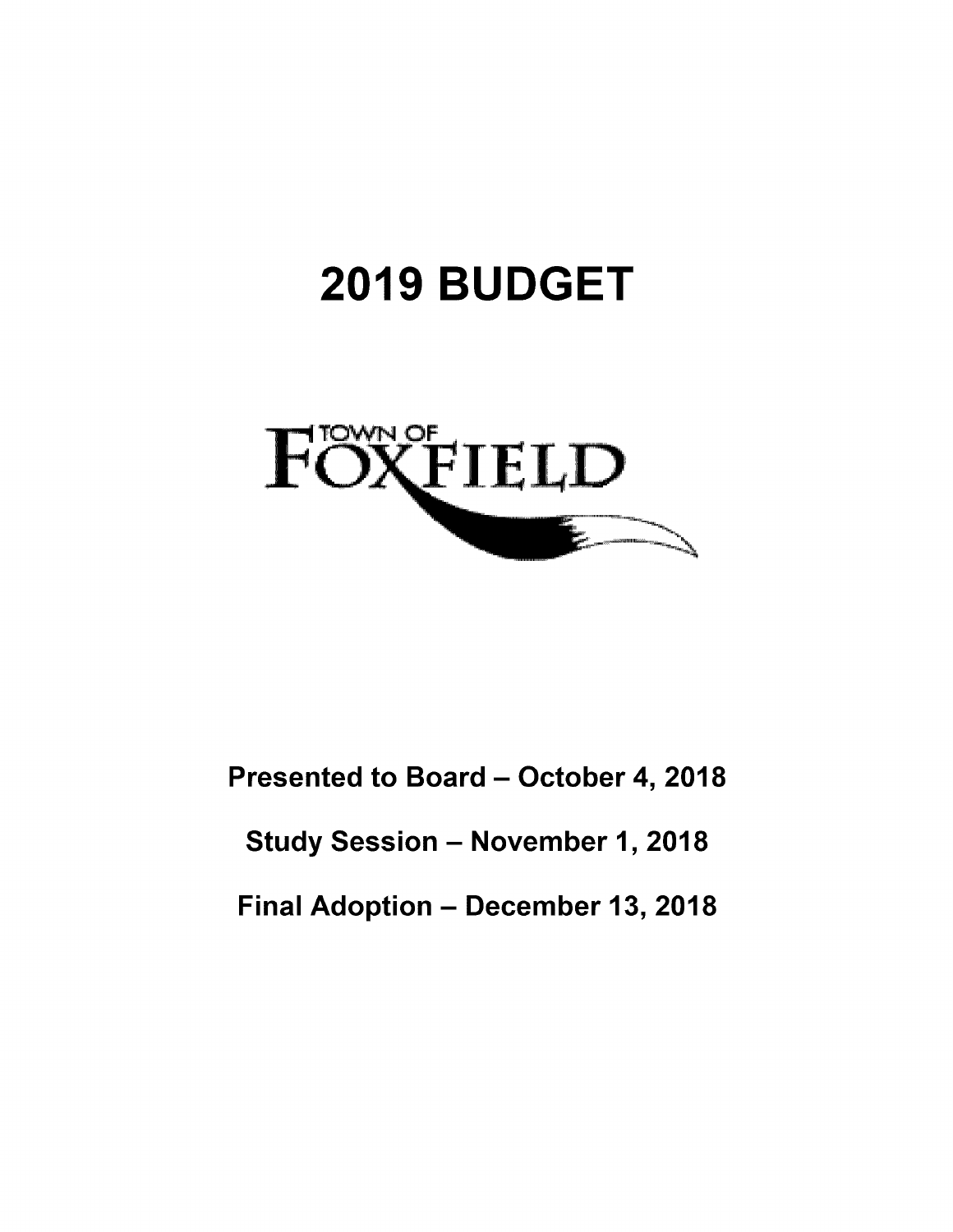# 2019 BUDGET

TOWN OF FOXFIELD

**Presented to Board – October 4, 2018**

**Study Session – November 1, 2018**

**Final Adoption – December 13, 2018**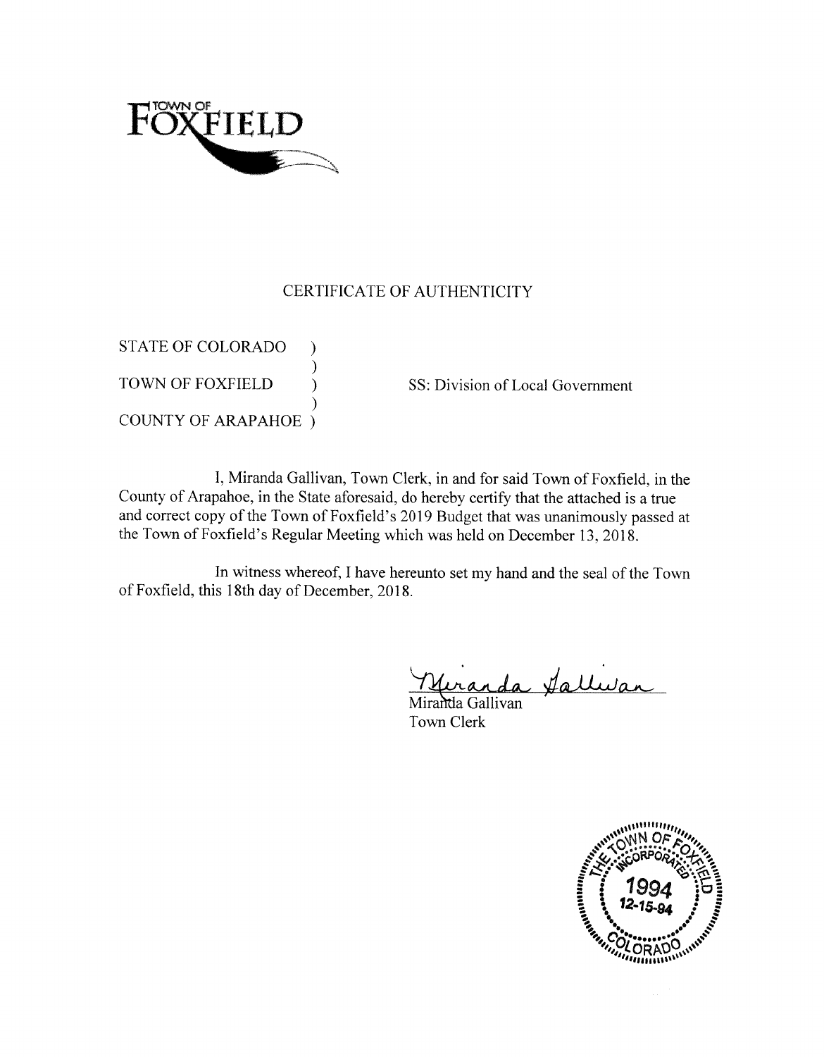TOWN OF FOXFIELD

# CERTIFICATE OF AUTHENTICITY

STATE OF COLORADO )
)
TOWN OF FOXFIELD ) SS: Division of Local Government
)
COUNTY OF ARAPAHOE )

I, Miranda Gallivan, Town Clerk, in and for said Town of Foxfield, in the County of Arapahoe, in the State aforesaid, do hereby certify that the attached is a true and correct copy of the Town of Foxfield's 2019 Budget that was unanimously passed at the Town of Foxfield's Regular Meeting which was held on December 13, 2018.

In witness whereof, I have hereunto set my hand and the seal of the Town of Foxfield, this 18th day of December, 2018.

Miranda Gallivan
Town Clerk

THE TOWN OF FOXFIELD INCORPORATED 1994 12-15-94 COLORADO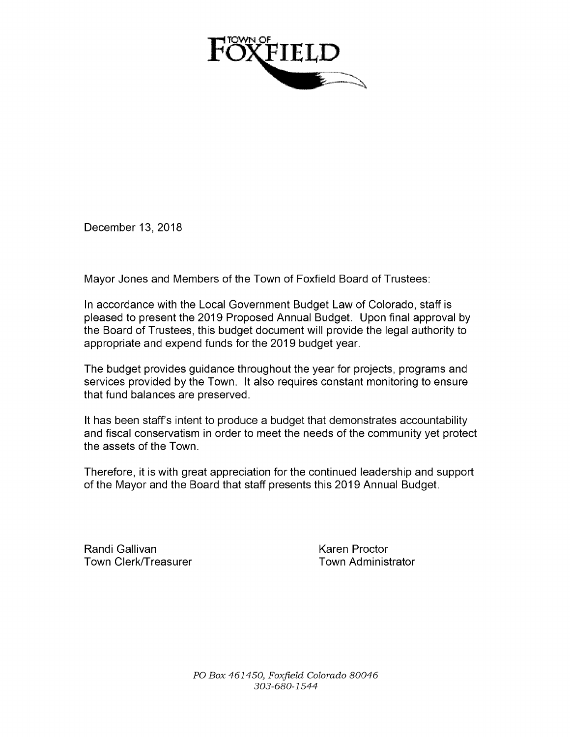TOWN OF FOXFIELD

December 13, 2018

Mayor Jones and Members of the Town of Foxfield Board of Trustees:

In accordance with the Local Government Budget Law of Colorado, staff is pleased to present the 2019 Proposed Annual Budget. Upon final approval by the Board of Trustees, this budget document will provide the legal authority to appropriate and expend funds for the 2019 budget year.

The budget provides guidance throughout the year for projects, programs and services provided by the Town. It also requires constant monitoring to ensure that fund balances are preserved.

It has been staff's intent to produce a budget that demonstrates accountability and fiscal conservatism in order to meet the needs of the community yet protect the assets of the Town.

Therefore, it is with great appreciation for the continued leadership and support of the Mayor and the Board that staff presents this 2019 Annual Budget.

Randi Gallivan
Town Clerk/Treasurer

Karen Proctor
Town Administrator

*PO Box 461450, Foxfield Colorado 80046*
*303-680-1544*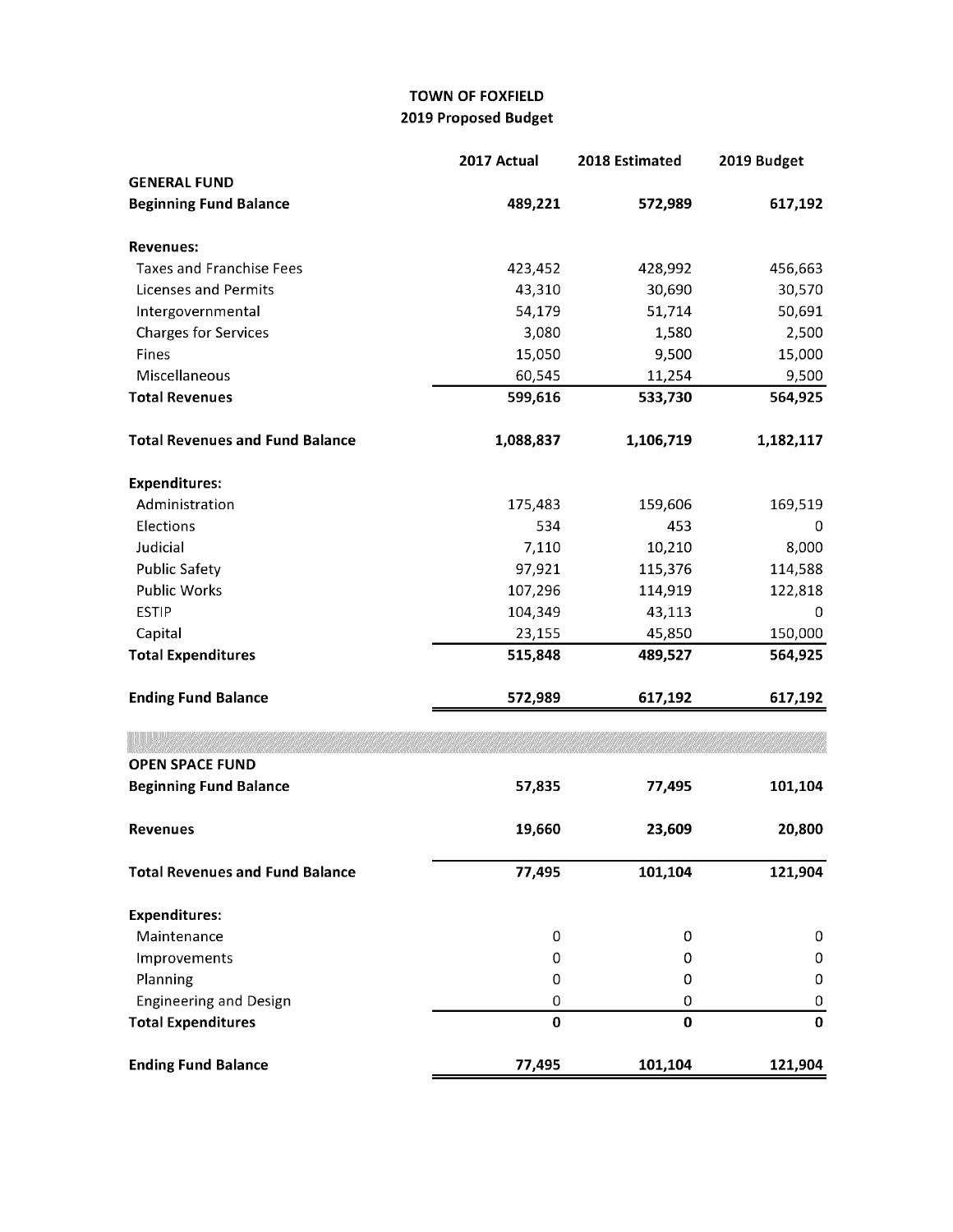**TOWN OF FOXFIELD**
**2019 Proposed Budget**

| | 2017 Actual | 2018 Estimated | 2019 Budget |
|---|---|---|---|
| **GENERAL FUND** | | | |
| **Beginning Fund Balance** | **489,221** | **572,989** | **617,192** |
| | | | |
| **Revenues:** | | | |
| Taxes and Franchise Fees | 423,452 | 428,992 | 456,663 |
| Licenses and Permits | 43,310 | 30,690 | 30,570 |
| Intergovernmental | 54,179 | 51,714 | 50,691 |
| Charges for Services | 3,080 | 1,580 | 2,500 |
| Fines | 15,050 | 9,500 | 15,000 |
| Miscellaneous | 60,545 | 11,254 | 9,500 |
| **Total Revenues** | **599,616** | **533,730** | **564,925** |
| | | | |
| **Total Revenues and Fund Balance** | **1,088,837** | **1,106,719** | **1,182,117** |
| | | | |
| **Expenditures:** | | | |
| Administration | 175,483 | 159,606 | 169,519 |
| Elections | 534 | 453 | 0 |
| Judicial | 7,110 | 10,210 | 8,000 |
| Public Safety | 97,921 | 115,376 | 114,588 |
| Public Works | 107,296 | 114,919 | 122,818 |
| ESTIP | 104,349 | 43,113 | 0 |
| Capital | 23,155 | 45,850 | 150,000 |
| **Total Expenditures** | **515,848** | **489,527** | **564,925** |
| | | | |
| **Ending Fund Balance** | **572,989** | **617,192** | **617,192** |

| | 2017 Actual | 2018 Estimated | 2019 Budget |
|---|---|---|---|
| **OPEN SPACE FUND** | | | |
| **Beginning Fund Balance** | **57,835** | **77,495** | **101,104** |
| | | | |
| **Revenues** | **19,660** | **23,609** | **20,800** |
| | | | |
| **Total Revenues and Fund Balance** | **77,495** | **101,104** | **121,904** |
| | | | |
| **Expenditures:** | | | |
| Maintenance | 0 | 0 | 0 |
| Improvements | 0 | 0 | 0 |
| Planning | 0 | 0 | 0 |
| Engineering and Design | 0 | 0 | 0 |
| **Total Expenditures** | **0** | **0** | **0** |
| | | | |
| **Ending Fund Balance** | **77,495** | **101,104** | **121,904** |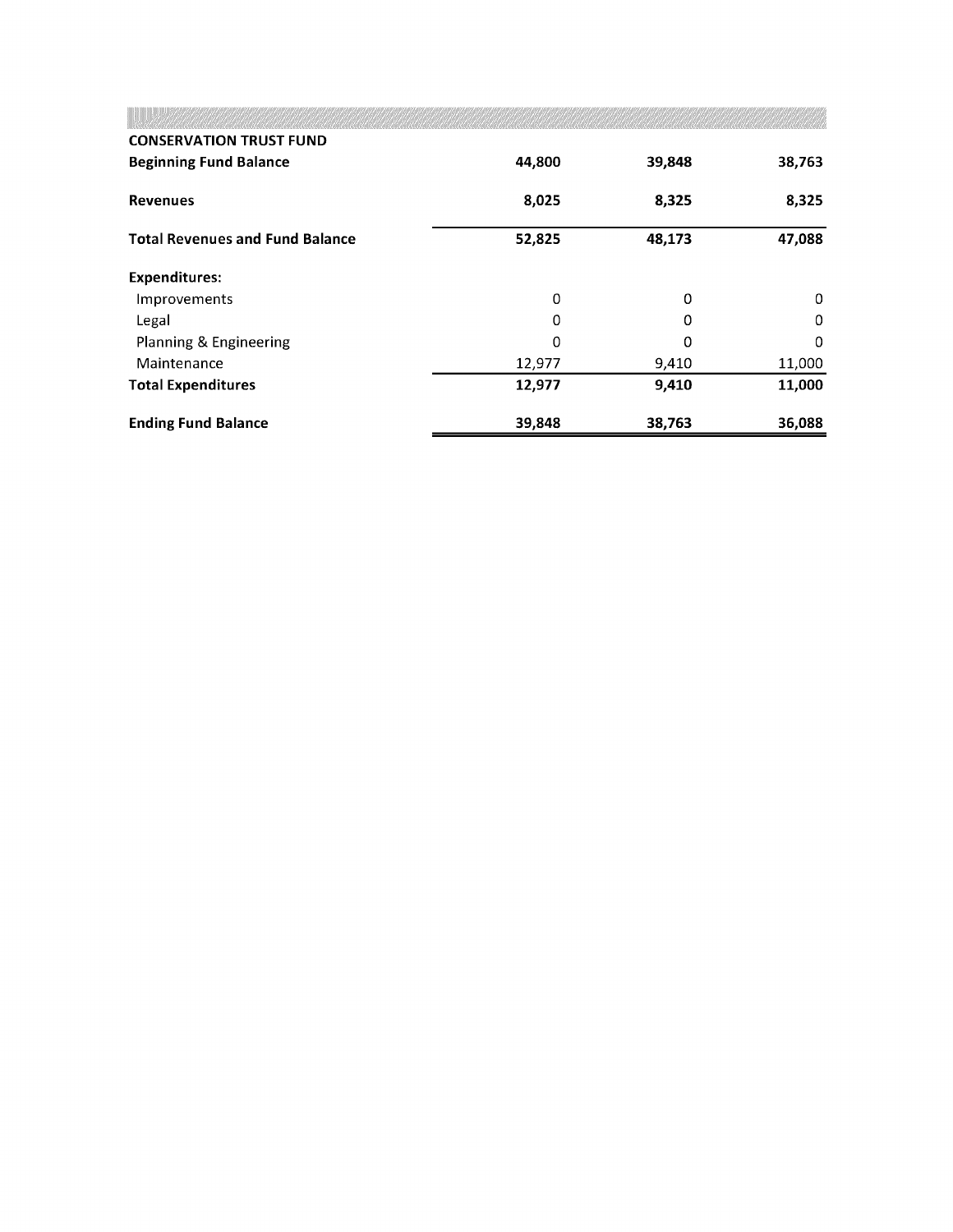| CONSERVATION TRUST FUND | | | |
|---|---|---|---|
| **Beginning Fund Balance** | **44,800** | **39,848** | **38,763** |
| **Revenues** | **8,025** | **8,325** | **8,325** |
| **Total Revenues and Fund Balance** | **52,825** | **48,173** | **47,088** |
| **Expenditures:** | | | |
| Improvements | 0 | 0 | 0 |
| Legal | 0 | 0 | 0 |
| Planning & Engineering | 0 | 0 | 0 |
| Maintenance | 12,977 | 9,410 | 11,000 |
| **Total Expenditures** | **12,977** | **9,410** | **11,000** |
| **Ending Fund Balance** | **39,848** | **38,763** | **36,088** |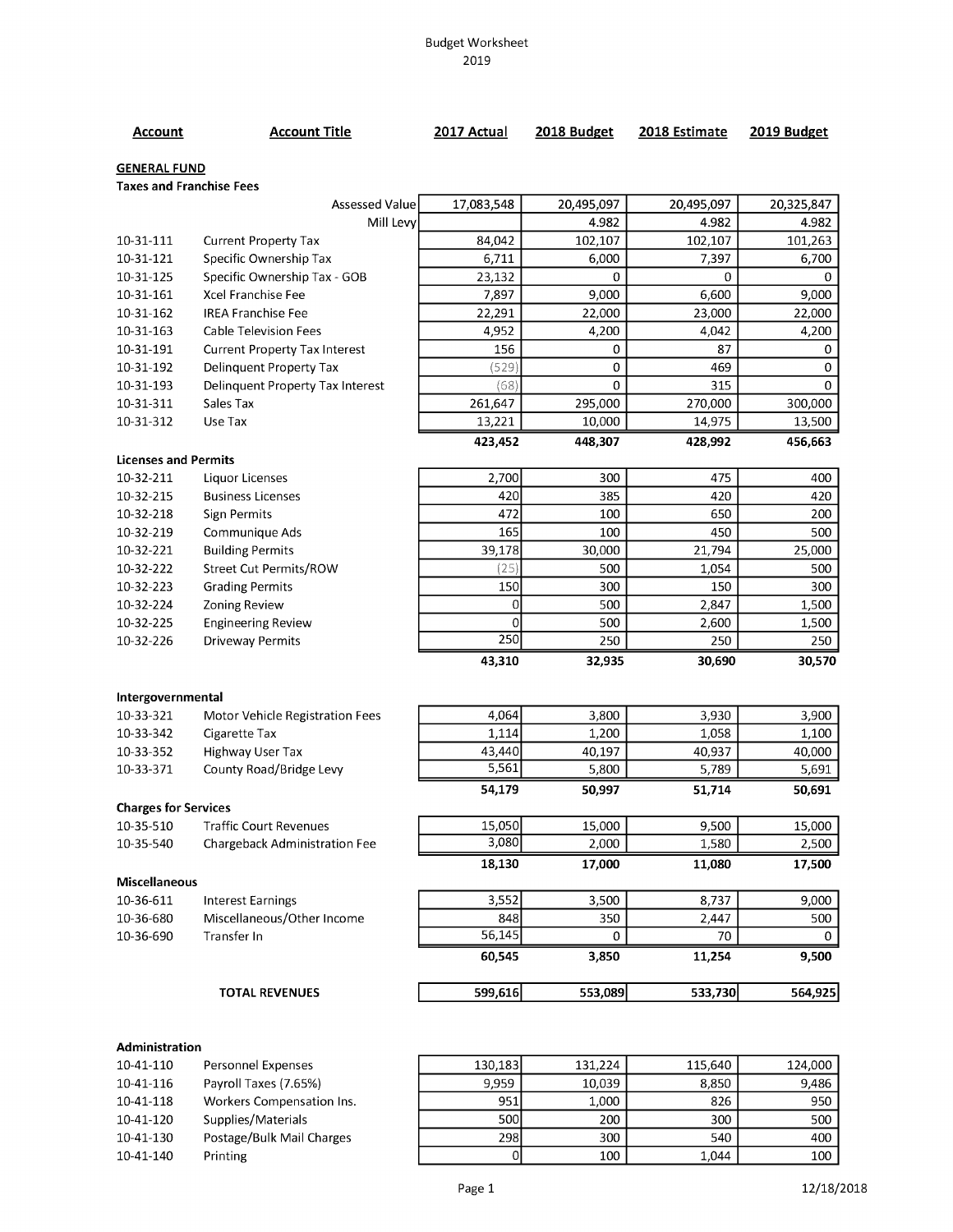Budget Worksheet
2019

| Account | Account Title | 2017 Actual | 2018 Budget | 2018 Estimate | 2019 Budget |
|---|---|---|---|---|---|
| **GENERAL FUND** | | | | | |
| **Taxes and Franchise Fees** | | | | | |
| | Assessed Value | 17,083,548 | 20,495,097 | 20,495,097 | 20,325,847 |
| | Mill Levy | | 4.982 | 4.982 | 4.982 |
| 10-31-111 | Current Property Tax | 84,042 | 102,107 | 102,107 | 101,263 |
| 10-31-121 | Specific Ownership Tax | 6,711 | 6,000 | 7,397 | 6,700 |
| 10-31-125 | Specific Ownership Tax - GOB | 23,132 | 0 | 0 | 0 |
| 10-31-161 | Xcel Franchise Fee | 7,897 | 9,000 | 6,600 | 9,000 |
| 10-31-162 | IREA Franchise Fee | 22,291 | 22,000 | 23,000 | 22,000 |
| 10-31-163 | Cable Television Fees | 4,952 | 4,200 | 4,042 | 4,200 |
| 10-31-191 | Current Property Tax Interest | 156 | 0 | 87 | 0 |
| 10-31-192 | Delinquent Property Tax | (529) | 0 | 469 | 0 |
| 10-31-193 | Delinquent Property Tax Interest | (68) | 0 | 315 | 0 |
| 10-31-311 | Sales Tax | 261,647 | 295,000 | 270,000 | 300,000 |
| 10-31-312 | Use Tax | 13,221 | 10,000 | 14,975 | 13,500 |
| | | **423,452** | **448,307** | **428,992** | **456,663** |
| **Licenses and Permits** | | | | | |
| 10-32-211 | Liquor Licenses | 2,700 | 300 | 475 | 400 |
| 10-32-215 | Business Licenses | 420 | 385 | 420 | 420 |
| 10-32-218 | Sign Permits | 472 | 100 | 650 | 200 |
| 10-32-219 | Communique Ads | 165 | 100 | 450 | 500 |
| 10-32-221 | Building Permits | 39,178 | 30,000 | 21,794 | 25,000 |
| 10-32-222 | Street Cut Permits/ROW | (25) | 500 | 1,054 | 500 |
| 10-32-223 | Grading Permits | 150 | 300 | 150 | 300 |
| 10-32-224 | Zoning Review | 0 | 500 | 2,847 | 1,500 |
| 10-32-225 | Engineering Review | 0 | 500 | 2,600 | 1,500 |
| 10-32-226 | Driveway Permits | 250 | 250 | 250 | 250 |
| | | **43,310** | **32,935** | **30,690** | **30,570** |
| **Intergovernmental** | | | | | |
| 10-33-321 | Motor Vehicle Registration Fees | 4,064 | 3,800 | 3,930 | 3,900 |
| 10-33-342 | Cigarette Tax | 1,114 | 1,200 | 1,058 | 1,100 |
| 10-33-352 | Highway User Tax | 43,440 | 40,197 | 40,937 | 40,000 |
| 10-33-371 | County Road/Bridge Levy | 5,561 | 5,800 | 5,789 | 5,691 |
| | | **54,179** | **50,997** | **51,714** | **50,691** |
| **Charges for Services** | | | | | |
| 10-35-510 | Traffic Court Revenues | 15,050 | 15,000 | 9,500 | 15,000 |
| 10-35-540 | Chargeback Administration Fee | 3,080 | 2,000 | 1,580 | 2,500 |
| | | **18,130** | **17,000** | **11,080** | **17,500** |
| **Miscellaneous** | | | | | |
| 10-36-611 | Interest Earnings | 3,552 | 3,500 | 8,737 | 9,000 |
| 10-36-680 | Miscellaneous/Other Income | 848 | 350 | 2,447 | 500 |
| 10-36-690 | Transfer In | 56,145 | 0 | 70 | 0 |
| | | **60,545** | **3,850** | **11,254** | **9,500** |
| | **TOTAL REVENUES** | **599,616** | **553,089** | **533,730** | **564,925** |
| **Administration** | | | | | |
| 10-41-110 | Personnel Expenses | 130,183 | 131,224 | 115,640 | 124,000 |
| 10-41-116 | Payroll Taxes (7.65%) | 9,959 | 10,039 | 8,850 | 9,486 |
| 10-41-118 | Workers Compensation Ins. | 951 | 1,000 | 826 | 950 |
| 10-41-120 | Supplies/Materials | 500 | 200 | 300 | 500 |
| 10-41-130 | Postage/Bulk Mail Charges | 298 | 300 | 540 | 400 |
| 10-41-140 | Printing | 0 | 100 | 1,044 | 100 |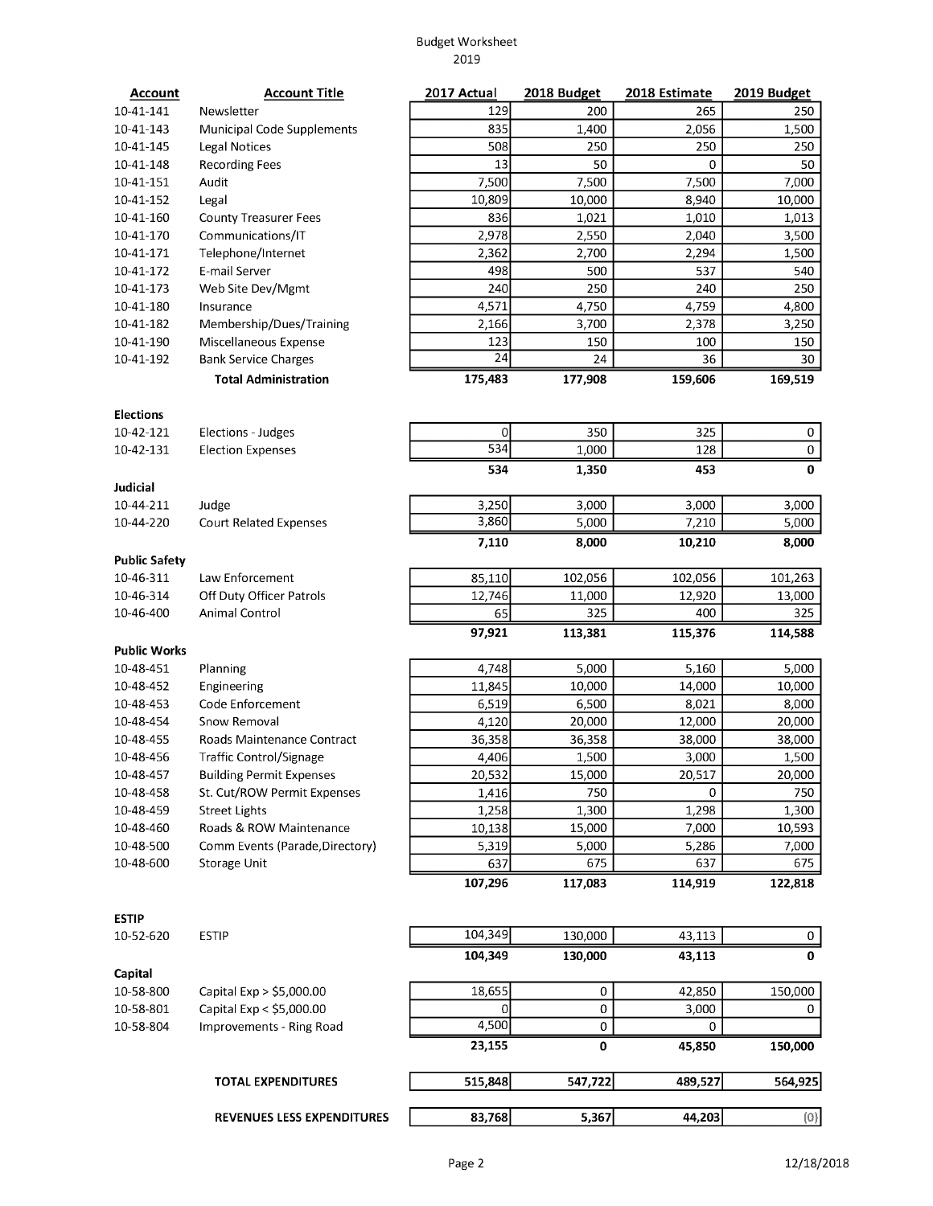Budget Worksheet
2019

| Account | Account Title | 2017 Actual | 2018 Budget | 2018 Estimate | 2019 Budget |
|---|---|---|---|---|---|
| 10-41-141 | Newsletter | 129 | 200 | 265 | 250 |
| 10-41-143 | Municipal Code Supplements | 835 | 1,400 | 2,056 | 1,500 |
| 10-41-145 | Legal Notices | 508 | 250 | 250 | 250 |
| 10-41-148 | Recording Fees | 13 | 50 | 0 | 50 |
| 10-41-151 | Audit | 7,500 | 7,500 | 7,500 | 7,000 |
| 10-41-152 | Legal | 10,809 | 10,000 | 8,940 | 10,000 |
| 10-41-160 | County Treasurer Fees | 836 | 1,021 | 1,010 | 1,013 |
| 10-41-170 | Communications/IT | 2,978 | 2,550 | 2,040 | 3,500 |
| 10-41-171 | Telephone/Internet | 2,362 | 2,700 | 2,294 | 1,500 |
| 10-41-172 | E-mail Server | 498 | 500 | 537 | 540 |
| 10-41-173 | Web Site Dev/Mgmt | 240 | 250 | 240 | 250 |
| 10-41-180 | Insurance | 4,571 | 4,750 | 4,759 | 4,800 |
| 10-41-182 | Membership/Dues/Training | 2,166 | 3,700 | 2,378 | 3,250 |
| 10-41-190 | Miscellaneous Expense | 123 | 150 | 100 | 150 |
| 10-41-192 | Bank Service Charges | 24 | 24 | 36 | 30 |
| | **Total Administration** | **175,483** | **177,908** | **159,606** | **169,519** |
| **Elections** | | | | | |
| 10-42-121 | Elections - Judges | 0 | 350 | 325 | 0 |
| 10-42-131 | Election Expenses | 534 | 1,000 | 128 | 0 |
| | | **534** | **1,350** | **453** | **0** |
| **Judicial** | | | | | |
| 10-44-211 | Judge | 3,250 | 3,000 | 3,000 | 3,000 |
| 10-44-220 | Court Related Expenses | 3,860 | 5,000 | 7,210 | 5,000 |
| | | **7,110** | **8,000** | **10,210** | **8,000** |
| **Public Safety** | | | | | |
| 10-46-311 | Law Enforcement | 85,110 | 102,056 | 102,056 | 101,263 |
| 10-46-314 | Off Duty Officer Patrols | 12,746 | 11,000 | 12,920 | 13,000 |
| 10-46-400 | Animal Control | 65 | 325 | 400 | 325 |
| | | **97,921** | **113,381** | **115,376** | **114,588** |
| **Public Works** | | | | | |
| 10-48-451 | Planning | 4,748 | 5,000 | 5,160 | 5,000 |
| 10-48-452 | Engineering | 11,845 | 10,000 | 14,000 | 10,000 |
| 10-48-453 | Code Enforcement | 6,519 | 6,500 | 8,021 | 8,000 |
| 10-48-454 | Snow Removal | 4,120 | 20,000 | 12,000 | 20,000 |
| 10-48-455 | Roads Maintenance Contract | 36,358 | 36,358 | 38,000 | 38,000 |
| 10-48-456 | Traffic Control/Signage | 4,406 | 1,500 | 3,000 | 1,500 |
| 10-48-457 | Building Permit Expenses | 20,532 | 15,000 | 20,517 | 20,000 |
| 10-48-458 | St. Cut/ROW Permit Expenses | 1,416 | 750 | 0 | 750 |
| 10-48-459 | Street Lights | 1,258 | 1,300 | 1,298 | 1,300 |
| 10-48-460 | Roads & ROW Maintenance | 10,138 | 15,000 | 7,000 | 10,593 |
| 10-48-500 | Comm Events (Parade,Directory) | 5,319 | 5,000 | 5,286 | 7,000 |
| 10-48-600 | Storage Unit | 637 | 675 | 637 | 675 |
| | | **107,296** | **117,083** | **114,919** | **122,818** |
| **ESTIP** | | | | | |
| 10-52-620 | ESTIP | 104,349 | 130,000 | 43,113 | 0 |
| | | **104,349** | **130,000** | **43,113** | **0** |
| **Capital** | | | | | |
| 10-58-800 | Capital Exp > $5,000.00 | 18,655 | 0 | 42,850 | 150,000 |
| 10-58-801 | Capital Exp < $5,000.00 | 0 | 0 | 3,000 | 0 |
| 10-58-804 | Improvements - Ring Road | 4,500 | 0 | 0 | |
| | | **23,155** | **0** | **45,850** | **150,000** |
| | **TOTAL EXPENDITURES** | **515,848** | **547,722** | **489,527** | **564,925** |
| | **REVENUES LESS EXPENDITURES** | **83,768** | **5,367** | **44,203** | (0) |

12/18/2018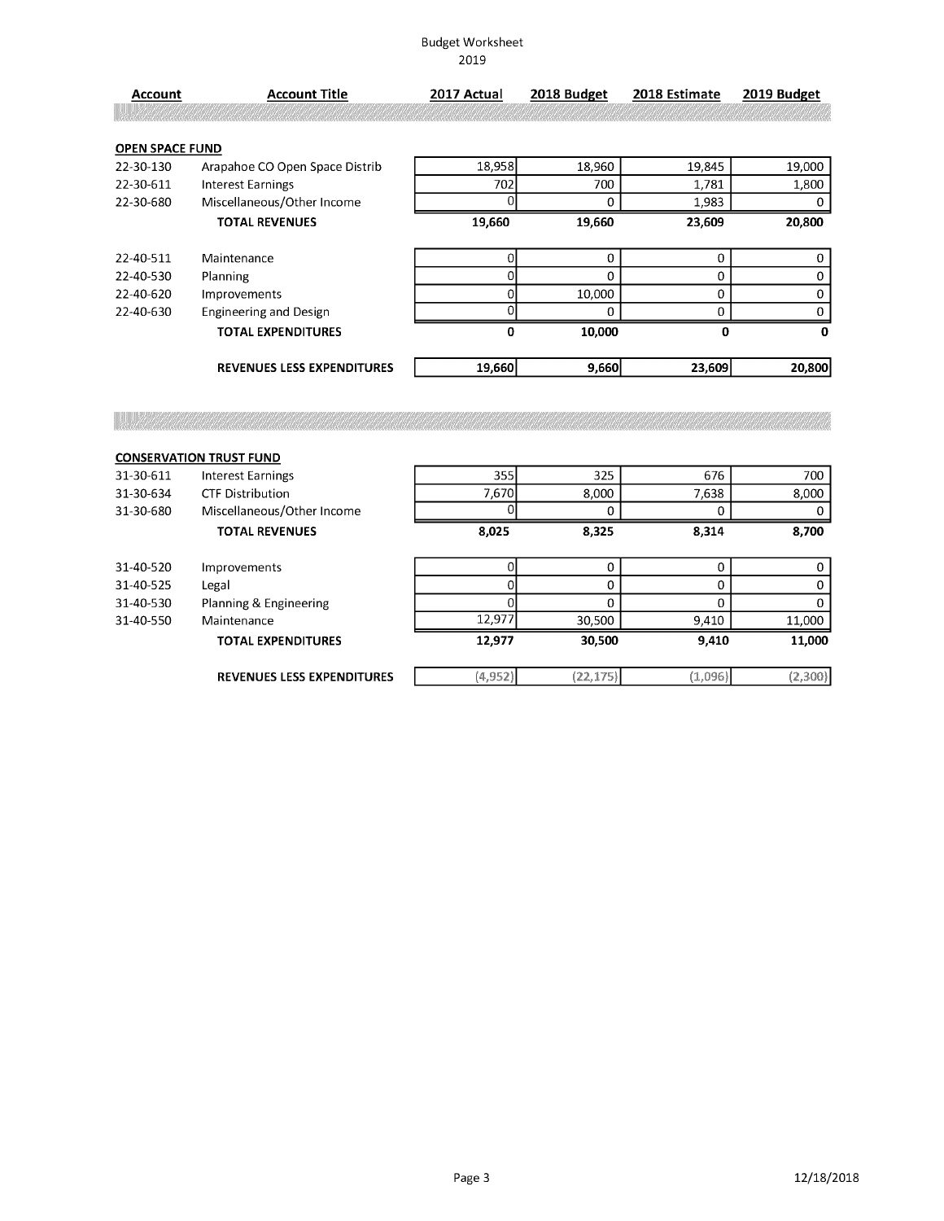Budget Worksheet
2019

| Account | Account Title | 2017 Actual | 2018 Budget | 2018 Estimate | 2019 Budget |
|---|---|---|---|---|---|
| **OPEN SPACE FUND** | | | | | |
| 22-30-130 | Arapahoe CO Open Space Distrib | 18,958 | 18,960 | 19,845 | 19,000 |
| 22-30-611 | Interest Earnings | 702 | 700 | 1,781 | 1,800 |
| 22-30-680 | Miscellaneous/Other Income | 0 | 0 | 1,983 | 0 |
| | **TOTAL REVENUES** | **19,660** | **19,660** | **23,609** | **20,800** |
| 22-40-511 | Maintenance | 0 | 0 | 0 | 0 |
| 22-40-530 | Planning | 0 | 0 | 0 | 0 |
| 22-40-620 | Improvements | 0 | 10,000 | 0 | 0 |
| 22-40-630 | Engineering and Design | 0 | 0 | 0 | 0 |
| | **TOTAL EXPENDITURES** | **0** | **10,000** | **0** | **0** |
| | **REVENUES LESS EXPENDITURES** | 19,660 | 9,660 | 23,609 | 20,800 |
| **CONSERVATION TRUST FUND** | | | | | |
| 31-30-611 | Interest Earnings | 355 | 325 | 676 | 700 |
| 31-30-634 | CTF Distribution | 7,670 | 8,000 | 7,638 | 8,000 |
| 31-30-680 | Miscellaneous/Other Income | 0 | 0 | 0 | 0 |
| | **TOTAL REVENUES** | **8,025** | **8,325** | **8,314** | **8,700** |
| 31-40-520 | Improvements | 0 | 0 | 0 | 0 |
| 31-40-525 | Legal | 0 | 0 | 0 | 0 |
| 31-40-530 | Planning & Engineering | 0 | 0 | 0 | 0 |
| 31-40-550 | Maintenance | 12,977 | 30,500 | 9,410 | 11,000 |
| | **TOTAL EXPENDITURES** | **12,977** | **30,500** | **9,410** | **11,000** |
| | **REVENUES LESS EXPENDITURES** | (4,952) | (22,175) | (1,096) | (2,300) |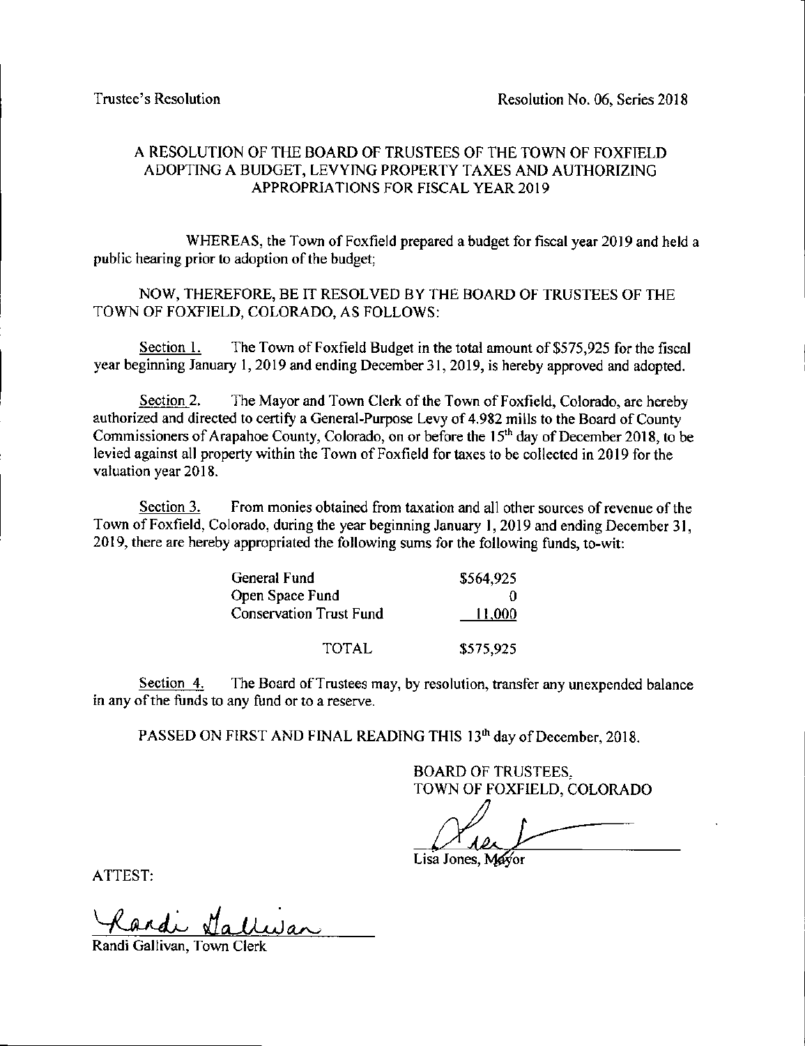Trustee's Resolution Resolution No. 06, Series 2018

# A RESOLUTION OF THE BOARD OF TRUSTEES OF THE TOWN OF FOXFIELD ADOPTING A BUDGET, LEVYING PROPERTY TAXES AND AUTHORIZING APPROPRIATIONS FOR FISCAL YEAR 2019

WHEREAS, the Town of Foxfield prepared a budget for fiscal year 2019 and held a public hearing prior to adoption of the budget;

NOW, THEREFORE, BE IT RESOLVED BY THE BOARD OF TRUSTEES OF THE TOWN OF FOXFIELD, COLORADO, AS FOLLOWS:

Section 1. The Town of Foxfield Budget in the total amount of $575,925 for the fiscal year beginning January 1, 2019 and ending December 31, 2019, is hereby approved and adopted.

Section 2. The Mayor and Town Clerk of the Town of Foxfield, Colorado, are hereby authorized and directed to certify a General-Purpose Levy of 4.982 mills to the Board of County Commissioners of Arapahoe County, Colorado, on or before the 15th day of December 2018, to be levied against all property within the Town of Foxfield for taxes to be collected in 2019 for the valuation year 2018.

Section 3. From monies obtained from taxation and all other sources of revenue of the Town of Foxfield, Colorado, during the year beginning January 1, 2019 and ending December 31, 2019, there are hereby appropriated the following sums for the following funds, to-wit:

| | |
|---|---|
| General Fund | $564,925 |
| Open Space Fund | 0 |
| Conservation Trust Fund | 11,000 |
| TOTAL | $575,925 |

Section 4. The Board of Trustees may, by resolution, transfer any unexpended balance in any of the funds to any fund or to a reserve.

PASSED ON FIRST AND FINAL READING THIS 13th day of December, 2018.

BOARD OF TRUSTEES,
TOWN OF FOXFIELD, COLORADO

Lisa Jones, Mayor

ATTEST:

Randi Gallivan, Town Clerk